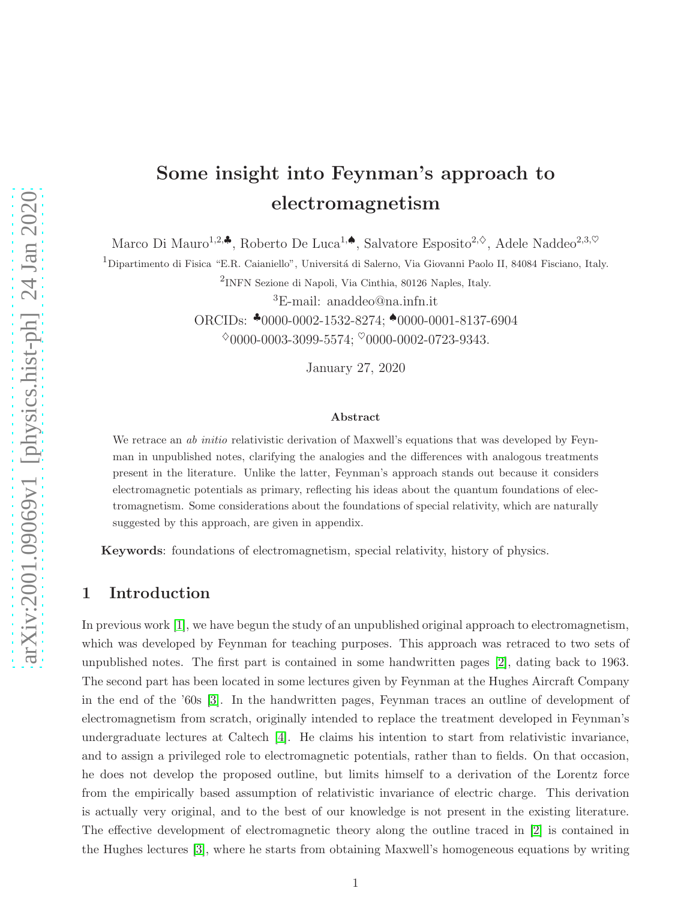# Some insight into Feynman's approach to electromagnetism

Marco Di Mauro[1,2,♣], Roberto De Luca[1,♠], Salvatore Esposito[2,♢], Adele Naddeo[2,3,♡]

[1]Dipartimento di Fisica "E.R. Caianiello", Universitá di Salerno, Via Giovanni Paolo II, 84084 Fisciano, Italy.

[2]INFN Sezione di Napoli, Via Cinthia, 80126 Naples, Italy.

[3]E-mail: anaddeo@na.infn.it

ORCIDs: ♣0000-0002-1532-8274; ♠0000-0001-8137-6904

♢0000-0003-3099-5574; ♡0000-0002-0723-9343.

January 27, 2020

### Abstract

We retrace an *ab initio* relativistic derivation of Maxwell's equations that was developed by Feynman in unpublished notes, clarifying the analogies and the differences with analogous treatments present in the literature. Unlike the latter, Feynman's approach stands out because it considers electromagnetic potentials as primary, reflecting his ideas about the quantum foundations of electromagnetism. Some considerations about the foundations of special relativity, which are naturally suggested by this approach, are given in appendix.

**Keywords**: foundations of electromagnetism, special relativity, history of physics.

## 1 Introduction

In previous work [1], we have begun the study of an unpublished original approach to electromagnetism, which was developed by Feynman for teaching purposes. This approach was retraced to two sets of unpublished notes. The first part is contained in some handwritten pages [2], dating back to 1963. The second part has been located in some lectures given by Feynman at the Hughes Aircraft Company in the end of the '60s [3]. In the handwritten pages, Feynman traces an outline of development of electromagnetism from scratch, originally intended to replace the treatment developed in Feynman's undergraduate lectures at Caltech [4]. He claims his intention to start from relativistic invariance, and to assign a privileged role to electromagnetic potentials, rather than to fields. On that occasion, he does not develop the proposed outline, but limits himself to a derivation of the Lorentz force from the empirically based assumption of relativistic invariance of electric charge. This derivation is actually very original, and to the best of our knowledge is not present in the existing literature. The effective development of electromagnetic theory along the outline traced in [2] is contained in the Hughes lectures [3], where he starts from obtaining Maxwell's homogeneous equations by writing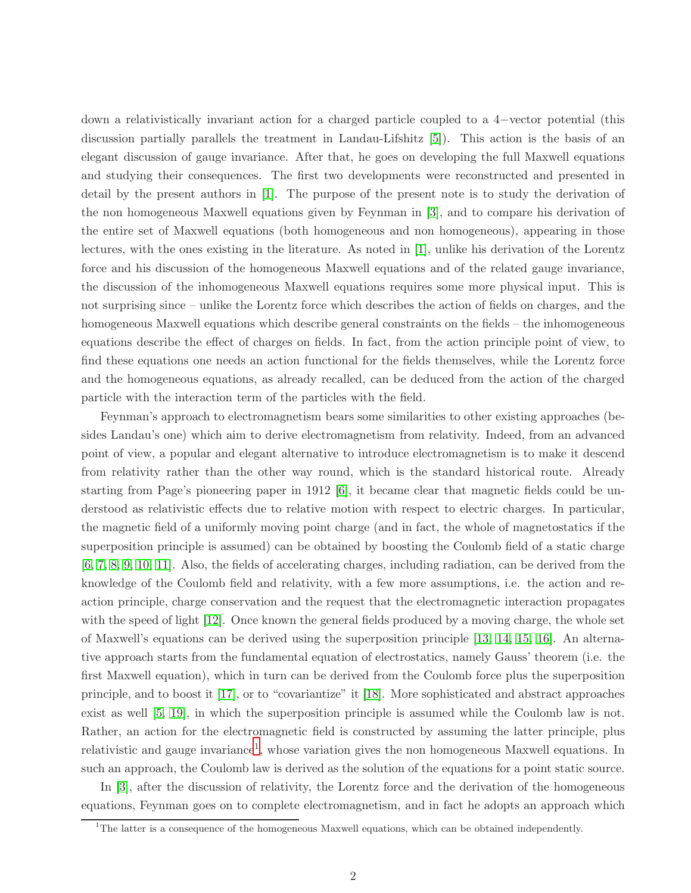down a relativistically invariant action for a charged particle coupled to a 4−vector potential (this discussion partially parallels the treatment in Landau-Lifshitz [5]). This action is the basis of an elegant discussion of gauge invariance. After that, he goes on developing the full Maxwell equations and studying their consequences. The first two developments were reconstructed and presented in detail by the present authors in [1]. The purpose of the present note is to study the derivation of the non homogeneous Maxwell equations given by Feynman in [3], and to compare his derivation of the entire set of Maxwell equations (both homogeneous and non homogeneous), appearing in those lectures, with the ones existing in the literature. As noted in [1], unlike his derivation of the Lorentz force and his discussion of the homogeneous Maxwell equations and of the related gauge invariance, the discussion of the inhomogeneous Maxwell equations requires some more physical input. This is not surprising since – unlike the Lorentz force which describes the action of fields on charges, and the homogeneous Maxwell equations which describe general constraints on the fields – the inhomogeneous equations describe the effect of charges on fields. In fact, from the action principle point of view, to find these equations one needs an action functional for the fields themselves, while the Lorentz force and the homogeneous equations, as already recalled, can be deduced from the action of the charged particle with the interaction term of the particles with the field.

Feynman's approach to electromagnetism bears some similarities to other existing approaches (besides Landau's one) which aim to derive electromagnetism from relativity. Indeed, from an advanced point of view, a popular and elegant alternative to introduce electromagnetism is to make it descend from relativity rather than the other way round, which is the standard historical route. Already starting from Page's pioneering paper in 1912 [6], it became clear that magnetic fields could be understood as relativistic effects due to relative motion with respect to electric charges. In particular, the magnetic field of a uniformly moving point charge (and in fact, the whole of magnetostatics if the superposition principle is assumed) can be obtained by boosting the Coulomb field of a static charge [6, 7, 8, 9, 10, 11]. Also, the fields of accelerating charges, including radiation, can be derived from the knowledge of the Coulomb field and relativity, with a few more assumptions, i.e. the action and reaction principle, charge conservation and the request that the electromagnetic interaction propagates with the speed of light [12]. Once known the general fields produced by a moving charge, the whole set of Maxwell's equations can be derived using the superposition principle [13, 14, 15, 16]. An alternative approach starts from the fundamental equation of electrostatics, namely Gauss' theorem (i.e. the first Maxwell equation), which in turn can be derived from the Coulomb force plus the superposition principle, and to boost it [17], or to "covariantize" it [18]. More sophisticated and abstract approaches exist as well [5, 19], in which the superposition principle is assumed while the Coulomb law is not. Rather, an action for the electromagnetic field is constructed by assuming the latter principle, plus relativistic and gauge invariance[1], whose variation gives the non homogeneous Maxwell equations. In such an approach, the Coulomb law is derived as the solution of the equations for a point static source.

In [3], after the discussion of relativity, the Lorentz force and the derivation of the homogeneous equations, Feynman goes on to complete electromagnetism, and in fact he adopts an approach which

[1] The latter is a consequence of the homogeneous Maxwell equations, which can be obtained independently.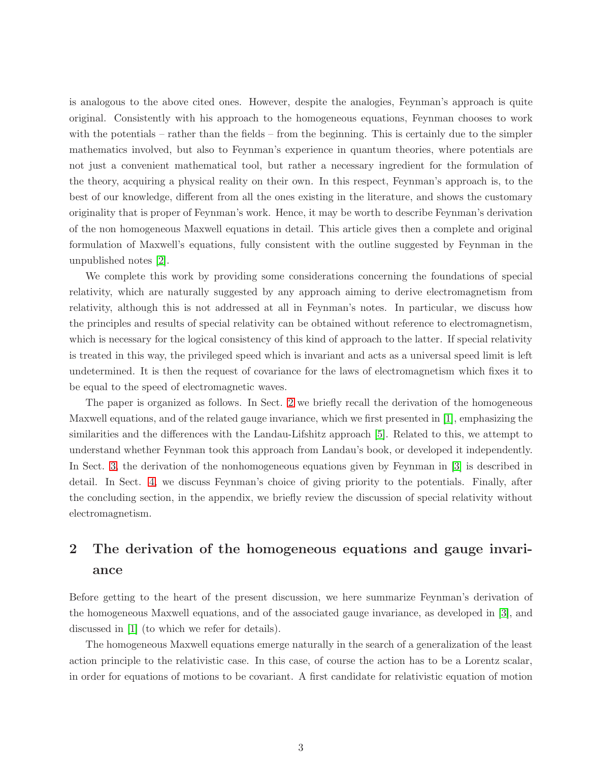is analogous to the above cited ones. However, despite the analogies, Feynman's approach is quite original. Consistently with his approach to the homogeneous equations, Feynman chooses to work with the potentials – rather than the fields – from the beginning. This is certainly due to the simpler mathematics involved, but also to Feynman's experience in quantum theories, where potentials are not just a convenient mathematical tool, but rather a necessary ingredient for the formulation of the theory, acquiring a physical reality on their own. In this respect, Feynman's approach is, to the best of our knowledge, different from all the ones existing in the literature, and shows the customary originality that is proper of Feynman's work. Hence, it may be worth to describe Feynman's derivation of the non homogeneous Maxwell equations in detail. This article gives then a complete and original formulation of Maxwell's equations, fully consistent with the outline suggested by Feynman in the unpublished notes [2].

We complete this work by providing some considerations concerning the foundations of special relativity, which are naturally suggested by any approach aiming to derive electromagnetism from relativity, although this is not addressed at all in Feynman's notes. In particular, we discuss how the principles and results of special relativity can be obtained without reference to electromagnetism, which is necessary for the logical consistency of this kind of approach to the latter. If special relativity is treated in this way, the privileged speed which is invariant and acts as a universal speed limit is left undetermined. It is then the request of covariance for the laws of electromagnetism which fixes it to be equal to the speed of electromagnetic waves.

The paper is organized as follows. In Sect. 2 we briefly recall the derivation of the homogeneous Maxwell equations, and of the related gauge invariance, which we first presented in [1], emphasizing the similarities and the differences with the Landau-Lifshitz approach [5]. Related to this, we attempt to understand whether Feynman took this approach from Landau's book, or developed it independently. In Sect. 3, the derivation of the nonhomogeneous equations given by Feynman in [3] is described in detail. In Sect. 4, we discuss Feynman's choice of giving priority to the potentials. Finally, after the concluding section, in the appendix, we briefly review the discussion of special relativity without electromagnetism.

## 2 The derivation of the homogeneous equations and gauge invariance

Before getting to the heart of the present discussion, we here summarize Feynman's derivation of the homogeneous Maxwell equations, and of the associated gauge invariance, as developed in [3], and discussed in [1] (to which we refer for details).

The homogeneous Maxwell equations emerge naturally in the search of a generalization of the least action principle to the relativistic case. In this case, of course the action has to be a Lorentz scalar, in order for equations of motions to be covariant. A first candidate for relativistic equation of motion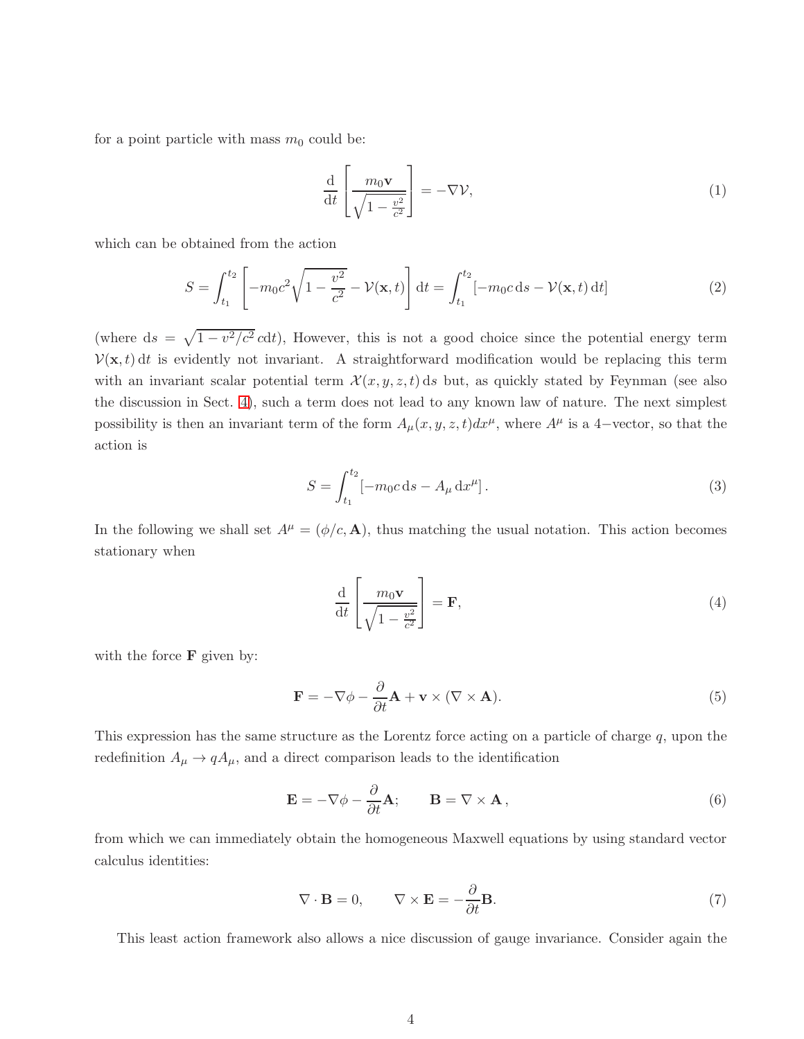for a point particle with mass $m_0$ could be:

$$\frac{\mathrm{d}}{\mathrm{d}t}\left[\frac{m_0\mathbf{v}}{\sqrt{1-\frac{v^2}{c^2}}}\right] = -\nabla\mathcal{V}, \tag{1}$$

which can be obtained from the action

$$S = \int_{t_1}^{t_2}\left[-m_0c^2\sqrt{1-\frac{v^2}{c^2}} - \mathcal{V}(\mathbf{x},t)\right]\mathrm{d}t = \int_{t_1}^{t_2}[-m_0c\,\mathrm{d}s - \mathcal{V}(\mathbf{x},t)\,\mathrm{d}t] \tag{2}$$

(where $\mathrm{d}s = \sqrt{1-v^2/c^2}\,c\mathrm{d}t$), However, this is not a good choice since the potential energy term $\mathcal{V}(\mathbf{x},t)\,\mathrm{d}t$ is evidently not invariant. A straightforward modification would be replacing this term with an invariant scalar potential term $\mathcal{X}(x,y,z,t)\,\mathrm{d}s$ but, as quickly stated by Feynman (see also the discussion in Sect. 4), such a term does not lead to any known law of nature. The next simplest possibility is then an invariant term of the form $A_\mu(x,y,z,t)dx^\mu$, where $A^\mu$ is a 4−vector, so that the action is

$$S = \int_{t_1}^{t_2}[-m_0c\,\mathrm{d}s - A_\mu\,\mathrm{d}x^\mu]\,. \tag{3}$$

In the following we shall set $A^\mu = (\phi/c, \mathbf{A})$, thus matching the usual notation. This action becomes stationary when

$$\frac{\mathrm{d}}{\mathrm{d}t}\left[\frac{m_0\mathbf{v}}{\sqrt{1-\frac{v^2}{c^2}}}\right] = \mathbf{F}, \tag{4}$$

with the force $\mathbf{F}$ given by:

$$\mathbf{F} = -\nabla\phi - \frac{\partial}{\partial t}\mathbf{A} + \mathbf{v}\times(\nabla\times\mathbf{A}). \tag{5}$$

This expression has the same structure as the Lorentz force acting on a particle of charge $q$, upon the redefinition $A_\mu \to qA_\mu$, and a direct comparison leads to the identification

$$\mathbf{E} = -\nabla\phi - \frac{\partial}{\partial t}\mathbf{A}; \qquad \mathbf{B} = \nabla\times\mathbf{A}\,, \tag{6}$$

from which we can immediately obtain the homogeneous Maxwell equations by using standard vector calculus identities:

$$\nabla\cdot\mathbf{B} = 0, \qquad \nabla\times\mathbf{E} = -\frac{\partial}{\partial t}\mathbf{B}. \tag{7}$$

This least action framework also allows a nice discussion of gauge invariance. Consider again the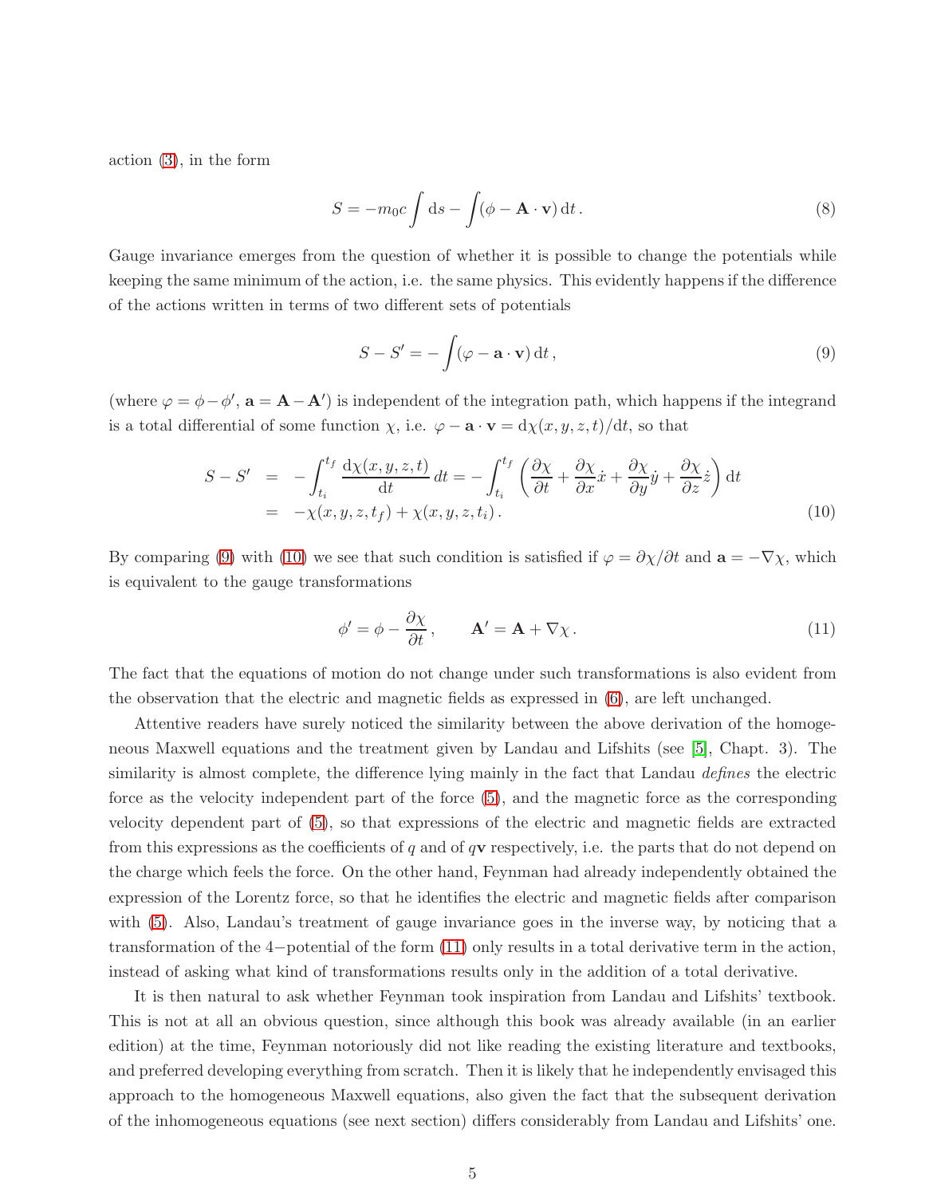action (3), in the form

$$S = -m_0 c \int \mathrm{d}s - \int (\phi - \mathbf{A}\cdot\mathbf{v})\,\mathrm{d}t\,. \tag{8}$$

Gauge invariance emerges from the question of whether it is possible to change the potentials while keeping the same minimum of the action, i.e. the same physics. This evidently happens if the difference of the actions written in terms of two different sets of potentials

$$S - S' = -\int (\varphi - \mathbf{a}\cdot\mathbf{v})\,\mathrm{d}t\,, \tag{9}$$

(where $\varphi = \phi - \phi'$, $\mathbf{a} = \mathbf{A} - \mathbf{A}'$) is independent of the integration path, which happens if the integrand is a total differential of some function $\chi$, i.e. $\varphi - \mathbf{a}\cdot\mathbf{v} = \mathrm{d}\chi(x,y,z,t)/\mathrm{d}t$, so that

$$\begin{aligned} S - S' &= -\int_{t_i}^{t_f} \frac{\mathrm{d}\chi(x,y,z,t)}{\mathrm{d}t}\,dt = -\int_{t_i}^{t_f}\left(\frac{\partial\chi}{\partial t} + \frac{\partial\chi}{\partial x}\dot{x} + \frac{\partial\chi}{\partial y}\dot{y} + \frac{\partial\chi}{\partial z}\dot{z}\right)\mathrm{d}t \\ &= -\chi(x,y,z,t_f) + \chi(x,y,z,t_i)\,. \end{aligned} \tag{10}$$

By comparing (9) with (10) we see that such condition is satisfied if $\varphi = \partial\chi/\partial t$ and $\mathbf{a} = -\nabla\chi$, which is equivalent to the gauge transformations

$$\phi' = \phi - \frac{\partial\chi}{\partial t}\,, \qquad \mathbf{A}' = \mathbf{A} + \nabla\chi\,. \tag{11}$$

The fact that the equations of motion do not change under such transformations is also evident from the observation that the electric and magnetic fields as expressed in (6), are left unchanged.

Attentive readers have surely noticed the similarity between the above derivation of the homogeneous Maxwell equations and the treatment given by Landau and Lifshits (see [5], Chapt. 3). The similarity is almost complete, the difference lying mainly in the fact that Landau *defines* the electric force as the velocity independent part of the force (5), and the magnetic force as the corresponding velocity dependent part of (5), so that expressions of the electric and magnetic fields are extracted from this expressions as the coefficients of $q$ and of $q\mathbf{v}$ respectively, i.e. the parts that do not depend on the charge which feels the force. On the other hand, Feynman had already independently obtained the expression of the Lorentz force, so that he identifies the electric and magnetic fields after comparison with (5). Also, Landau's treatment of gauge invariance goes in the inverse way, by noticing that a transformation of the 4−potential of the form (11) only results in a total derivative term in the action, instead of asking what kind of transformations results only in the addition of a total derivative.

It is then natural to ask whether Feynman took inspiration from Landau and Lifshits' textbook. This is not at all an obvious question, since although this book was already available (in an earlier edition) at the time, Feynman notoriously did not like reading the existing literature and textbooks, and preferred developing everything from scratch. Then it is likely that he independently envisaged this approach to the homogeneous Maxwell equations, also given the fact that the subsequent derivation of the inhomogeneous equations (see next section) differs considerably from Landau and Lifshits' one.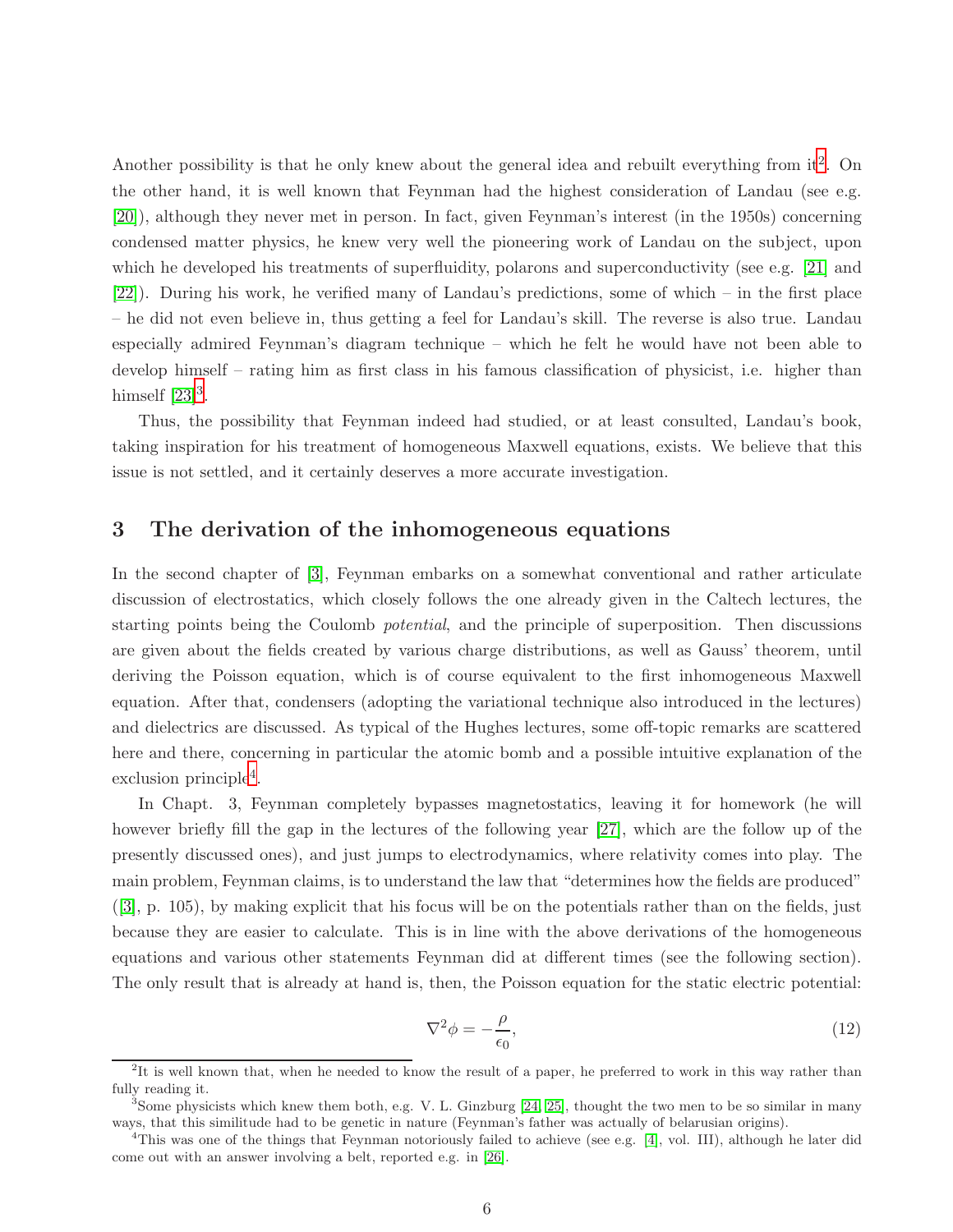Another possibility is that he only knew about the general idea and rebuilt everything from it[2]. On the other hand, it is well known that Feynman had the highest consideration of Landau (see e.g. [20]), although they never met in person. In fact, given Feynman's interest (in the 1950s) concerning condensed matter physics, he knew very well the pioneering work of Landau on the subject, upon which he developed his treatments of superfluidity, polarons and superconductivity (see e.g. [21] and [22]). During his work, he verified many of Landau's predictions, some of which – in the first place – he did not even believe in, thus getting a feel for Landau's skill. The reverse is also true. Landau especially admired Feynman's diagram technique – which he felt he would have not been able to develop himself – rating him as first class in his famous classification of physicist, i.e. higher than himself [23][3].

Thus, the possibility that Feynman indeed had studied, or at least consulted, Landau's book, taking inspiration for his treatment of homogeneous Maxwell equations, exists. We believe that this issue is not settled, and it certainly deserves a more accurate investigation.

## 3 The derivation of the inhomogeneous equations

In the second chapter of [3], Feynman embarks on a somewhat conventional and rather articulate discussion of electrostatics, which closely follows the one already given in the Caltech lectures, the starting points being the Coulomb *potential*, and the principle of superposition. Then discussions are given about the fields created by various charge distributions, as well as Gauss' theorem, until deriving the Poisson equation, which is of course equivalent to the first inhomogeneous Maxwell equation. After that, condensers (adopting the variational technique also introduced in the lectures) and dielectrics are discussed. As typical of the Hughes lectures, some off-topic remarks are scattered here and there, concerning in particular the atomic bomb and a possible intuitive explanation of the exclusion principle[4].

In Chapt. 3, Feynman completely bypasses magnetostatics, leaving it for homework (he will however briefly fill the gap in the lectures of the following year [27], which are the follow up of the presently discussed ones), and just jumps to electrodynamics, where relativity comes into play. The main problem, Feynman claims, is to understand the law that "determines how the fields are produced" ([3], p. 105), by making explicit that his focus will be on the potentials rather than on the fields, just because they are easier to calculate. This is in line with the above derivations of the homogeneous equations and various other statements Feynman did at different times (see the following section). The only result that is already at hand is, then, the Poisson equation for the static electric potential:

$$\nabla^2 \phi = -\frac{\rho}{\epsilon_0}, \tag{12}$$

---

[2] It is well known that, when he needed to know the result of a paper, he preferred to work in this way rather than fully reading it.

[3] Some physicists which knew them both, e.g. V. L. Ginzburg [24, 25], thought the two men to be so similar in many ways, that this similitude had to be genetic in nature (Feynman's father was actually of belarusian origins).

[4] This was one of the things that Feynman notoriously failed to achieve (see e.g. [4], vol. III), although he later did come out with an answer involving a belt, reported e.g. in [26].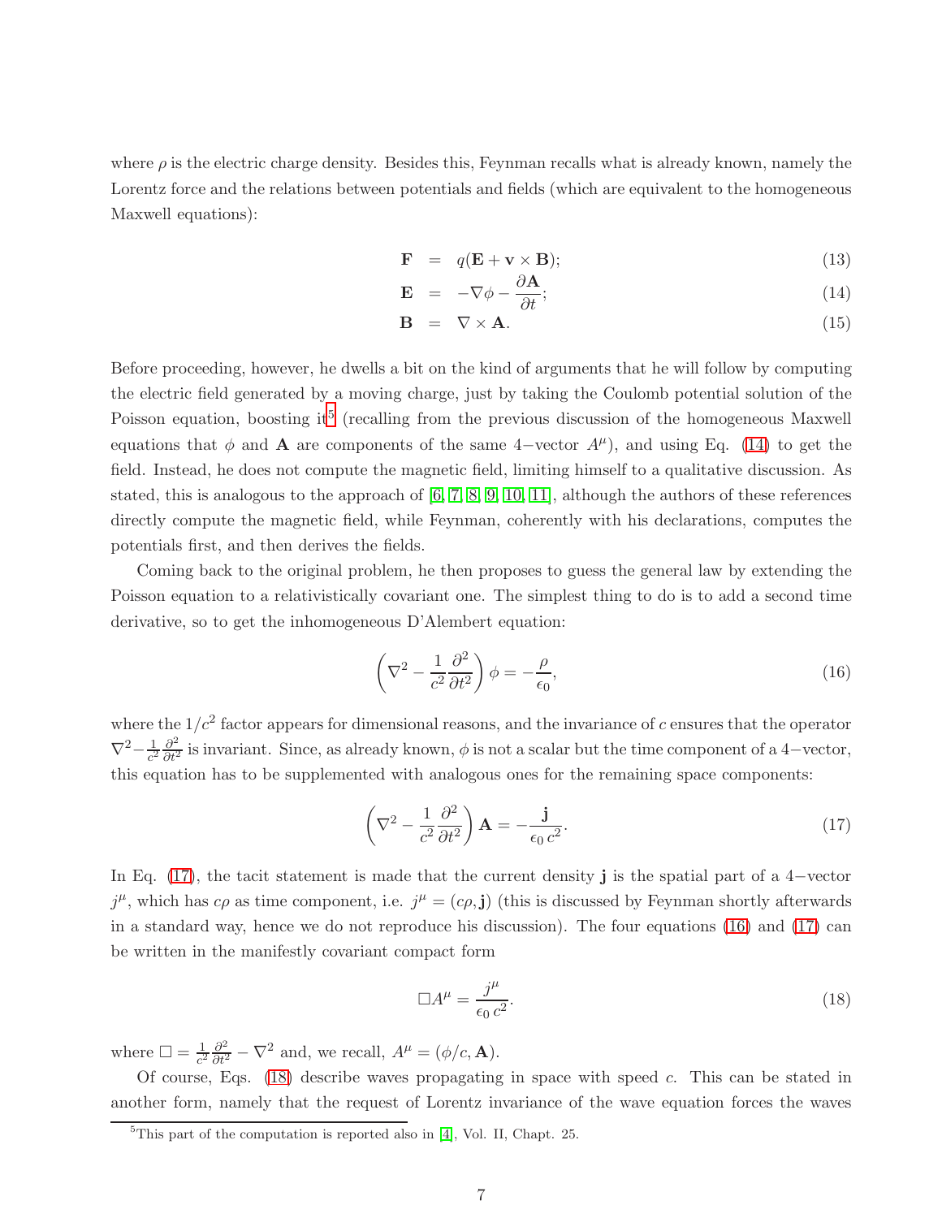where $\rho$ is the electric charge density. Besides this, Feynman recalls what is already known, namely the Lorentz force and the relations between potentials and fields (which are equivalent to the homogeneous Maxwell equations):

$$\mathbf{F} = q(\mathbf{E} + \mathbf{v} \times \mathbf{B}); \tag{13}$$

$$\mathbf{E} = -\nabla\phi - \frac{\partial \mathbf{A}}{\partial t}; \tag{14}$$

$$\mathbf{B} = \nabla \times \mathbf{A}. \tag{15}$$

Before proceeding, however, he dwells a bit on the kind of arguments that he will follow by computing the electric field generated by a moving charge, just by taking the Coulomb potential solution of the Poisson equation, boosting it[5] (recalling from the previous discussion of the homogeneous Maxwell equations that $\phi$ and $\mathbf{A}$ are components of the same $4-$vector $A^\mu$), and using Eq. (14) to get the field. Instead, he does not compute the magnetic field, limiting himself to a qualitative discussion. As stated, this is analogous to the approach of [6, 7, 8, 9, 10, 11], although the authors of these references directly compute the magnetic field, while Feynman, coherently with his declarations, computes the potentials first, and then derives the fields.

Coming back to the original problem, he then proposes to guess the general law by extending the Poisson equation to a relativistically covariant one. The simplest thing to do is to add a second time derivative, so to get the inhomogeneous D'Alembert equation:

$$\left(\nabla^2 - \frac{1}{c^2}\frac{\partial^2}{\partial t^2}\right)\phi = -\frac{\rho}{\epsilon_0}, \tag{16}$$

where the $1/c^2$ factor appears for dimensional reasons, and the invariance of $c$ ensures that the operator $\nabla^2 - \frac{1}{c^2}\frac{\partial^2}{\partial t^2}$ is invariant. Since, as already known, $\phi$ is not a scalar but the time component of a $4-$vector, this equation has to be supplemented with analogous ones for the remaining space components:

$$\left(\nabla^2 - \frac{1}{c^2}\frac{\partial^2}{\partial t^2}\right)\mathbf{A} = -\frac{\mathbf{j}}{\epsilon_0\, c^2}. \tag{17}$$

In Eq. (17), the tacit statement is made that the current density $\mathbf{j}$ is the spatial part of a $4-$vector $j^\mu$, which has $c\rho$ as time component, i.e. $j^\mu = (c\rho, \mathbf{j})$ (this is discussed by Feynman shortly afterwards in a standard way, hence we do not reproduce his discussion). The four equations (16) and (17) can be written in the manifestly covariant compact form

$$\Box A^\mu = \frac{j^\mu}{\epsilon_0\, c^2}. \tag{18}$$

where $\Box = \frac{1}{c^2}\frac{\partial^2}{\partial t^2} - \nabla^2$ and, we recall, $A^\mu = (\phi/c, \mathbf{A})$.

Of course, Eqs. (18) describe waves propagating in space with speed $c$. This can be stated in another form, namely that the request of Lorentz invariance of the wave equation forces the waves

[5] This part of the computation is reported also in [4], Vol. II, Chapt. 25.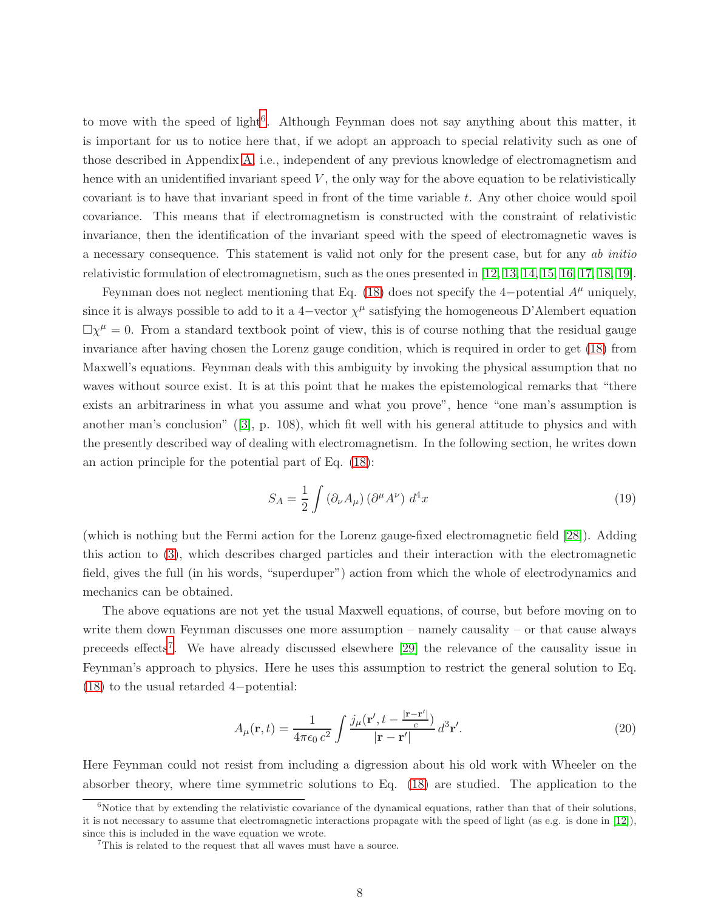to move with the speed of light[6]. Although Feynman does not say anything about this matter, it is important for us to notice here that, if we adopt an approach to special relativity such as one of those described in Appendix A, i.e., independent of any previous knowledge of electromagnetism and hence with an unidentified invariant speed $V$, the only way for the above equation to be relativistically covariant is to have that invariant speed in front of the time variable $t$. Any other choice would spoil covariance. This means that if electromagnetism is constructed with the constraint of relativistic invariance, then the identification of the invariant speed with the speed of electromagnetic waves is a necessary consequence. This statement is valid not only for the present case, but for any *ab initio* relativistic formulation of electromagnetism, such as the ones presented in [12, 13, 14, 15, 16, 17, 18, 19].

Feynman does not neglect mentioning that Eq. (18) does not specify the 4−potential $A^\mu$ uniquely, since it is always possible to add to it a 4−vector $\chi^\mu$ satisfying the homogeneous D'Alembert equation $\Box\chi^\mu = 0$. From a standard textbook point of view, this is of course nothing that the residual gauge invariance after having chosen the Lorenz gauge condition, which is required in order to get (18) from Maxwell's equations. Feynman deals with this ambiguity by invoking the physical assumption that no waves without source exist. It is at this point that he makes the epistemological remarks that "there exists an arbitrariness in what you assume and what you prove", hence "one man's assumption is another man's conclusion" ([3], p. 108), which fit well with his general attitude to physics and with the presently described way of dealing with electromagnetism. In the following section, he writes down an action principle for the potential part of Eq. (18):

$$S_A = \frac{1}{2}\int (\partial_\nu A_\mu)\,(\partial^\mu A^\nu)\; d^4x \tag{19}$$

(which is nothing but the Fermi action for the Lorenz gauge-fixed electromagnetic field [28]). Adding this action to (3), which describes charged particles and their interaction with the electromagnetic field, gives the full (in his words, "superduper") action from which the whole of electrodynamics and mechanics can be obtained.

The above equations are not yet the usual Maxwell equations, of course, but before moving on to write them down Feynman discusses one more assumption – namely causality – or that cause always preceeds effects[7]. We have already discussed elsewhere [29] the relevance of the causality issue in Feynman's approach to physics. Here he uses this assumption to restrict the general solution to Eq. (18) to the usual retarded 4−potential:

$$A_\mu(\mathbf{r},t) = \frac{1}{4\pi\epsilon_0\, c^2}\int \frac{j_\mu(\mathbf{r}', t - \frac{|\mathbf{r}-\mathbf{r}'|}{c})}{|\mathbf{r}-\mathbf{r}'|}\, d^3\mathbf{r}'. \tag{20}$$

Here Feynman could not resist from including a digression about his old work with Wheeler on the absorber theory, where time symmetric solutions to Eq. (18) are studied. The application to the

[6] Notice that by extending the relativistic covariance of the dynamical equations, rather than that of their solutions, it is not necessary to assume that electromagnetic interactions propagate with the speed of light (as e.g. is done in [12]), since this is included in the wave equation we wrote.

[7] This is related to the request that all waves must have a source.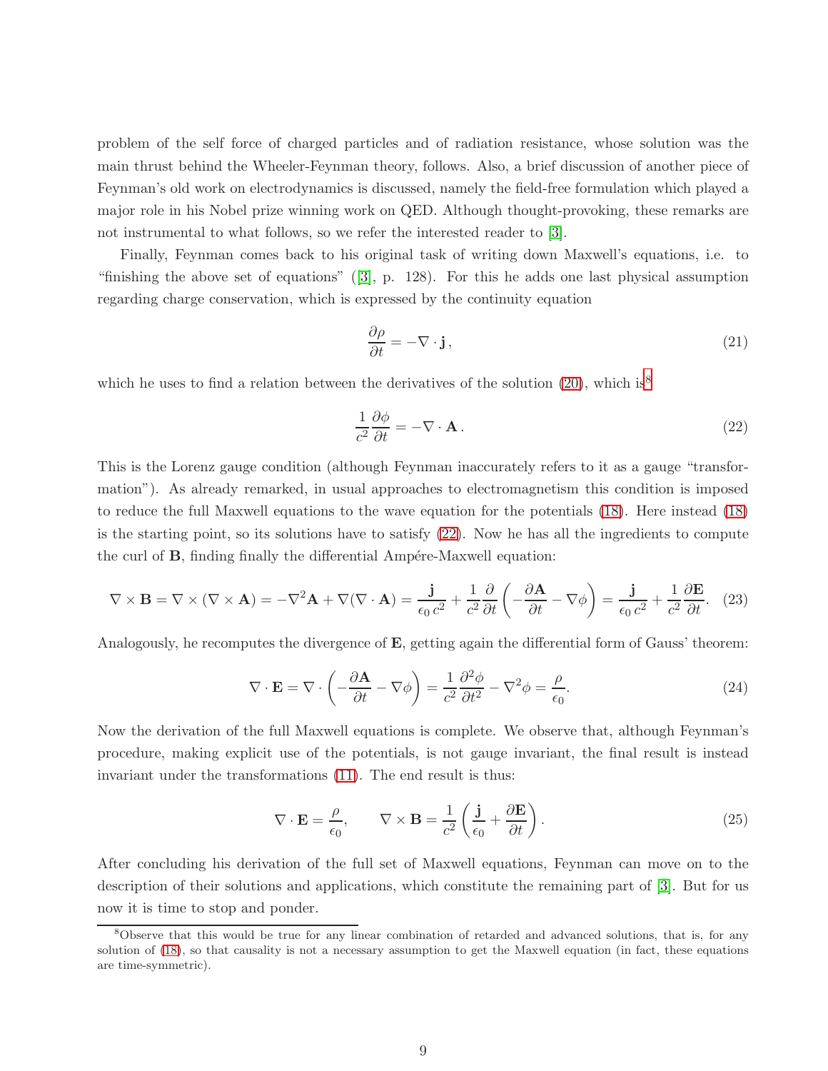problem of the self force of charged particles and of radiation resistance, whose solution was the main thrust behind the Wheeler-Feynman theory, follows. Also, a brief discussion of another piece of Feynman's old work on electrodynamics is discussed, namely the field-free formulation which played a major role in his Nobel prize winning work on QED. Although thought-provoking, these remarks are not instrumental to what follows, so we refer the interested reader to [3].

Finally, Feynman comes back to his original task of writing down Maxwell's equations, i.e. to "finishing the above set of equations" ([3], p. 128). For this he adds one last physical assumption regarding charge conservation, which is expressed by the continuity equation

$$\frac{\partial \rho}{\partial t} = -\nabla \cdot \mathbf{j}\,, \tag{21}$$

which he uses to find a relation between the derivatives of the solution (20), which is[8]

$$\frac{1}{c^2}\frac{\partial \phi}{\partial t} = -\nabla \cdot \mathbf{A}\,. \tag{22}$$

This is the Lorenz gauge condition (although Feynman inaccurately refers to it as a gauge "transformation"). As already remarked, in usual approaches to electromagnetism this condition is imposed to reduce the full Maxwell equations to the wave equation for the potentials (18). Here instead (18) is the starting point, so its solutions have to satisfy (22). Now he has all the ingredients to compute the curl of $\mathbf{B}$, finding finally the differential Ampére-Maxwell equation:

$$\nabla \times \mathbf{B} = \nabla \times (\nabla \times \mathbf{A}) = -\nabla^2 \mathbf{A} + \nabla(\nabla \cdot \mathbf{A}) = \frac{\mathbf{j}}{\epsilon_0\, c^2} + \frac{1}{c^2}\frac{\partial}{\partial t}\left(-\frac{\partial \mathbf{A}}{\partial t} - \nabla \phi\right) = \frac{\mathbf{j}}{\epsilon_0\, c^2} + \frac{1}{c^2}\frac{\partial \mathbf{E}}{\partial t}. \tag{23}$$

Analogously, he recomputes the divergence of $\mathbf{E}$, getting again the differential form of Gauss' theorem:

$$\nabla \cdot \mathbf{E} = \nabla \cdot \left(-\frac{\partial \mathbf{A}}{\partial t} - \nabla \phi\right) = \frac{1}{c^2}\frac{\partial^2 \phi}{\partial t^2} - \nabla^2 \phi = \frac{\rho}{\epsilon_0}. \tag{24}$$

Now the derivation of the full Maxwell equations is complete. We observe that, although Feynman's procedure, making explicit use of the potentials, is not gauge invariant, the final result is instead invariant under the transformations (11). The end result is thus:

$$\nabla \cdot \mathbf{E} = \frac{\rho}{\epsilon_0}, \qquad \nabla \times \mathbf{B} = \frac{1}{c^2}\left(\frac{\mathbf{j}}{\epsilon_0} + \frac{\partial \mathbf{E}}{\partial t}\right). \tag{25}$$

After concluding his derivation of the full set of Maxwell equations, Feynman can move on to the description of their solutions and applications, which constitute the remaining part of [3]. But for us now it is time to stop and ponder.

[8] Observe that this would be true for any linear combination of retarded and advanced solutions, that is, for any solution of (18), so that causality is not a necessary assumption to get the Maxwell equation (in fact, these equations are time-symmetric).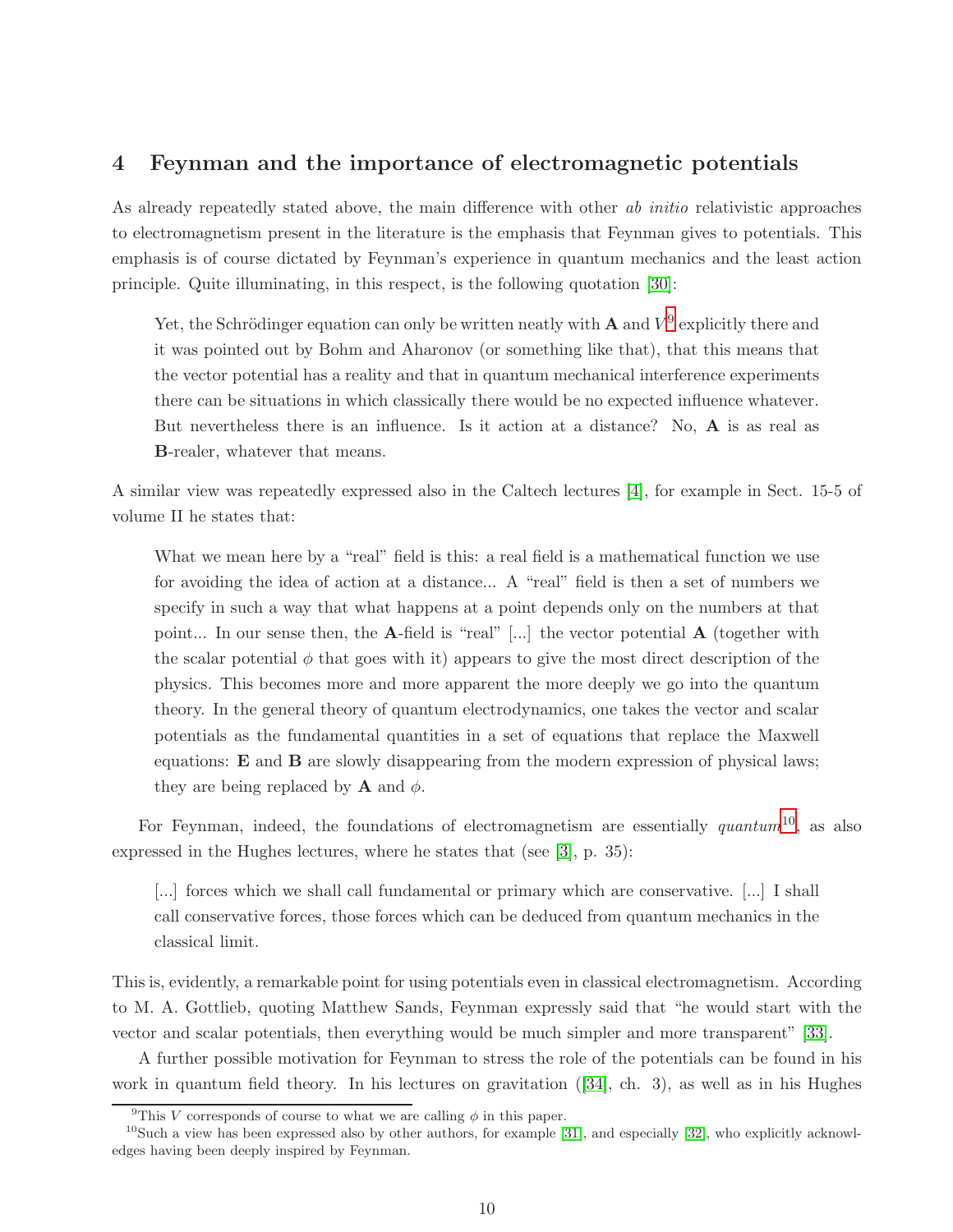## 4 Feynman and the importance of electromagnetic potentials

As already repeatedly stated above, the main difference with other *ab initio* relativistic approaches to electromagnetism present in the literature is the emphasis that Feynman gives to potentials. This emphasis is of course dictated by Feynman's experience in quantum mechanics and the least action principle. Quite illuminating, in this respect, is the following quotation [30]:

> Yet, the Schrödinger equation can only be written neatly with $\mathbf{A}$ and $V$[9] explicitly there and it was pointed out by Bohm and Aharonov (or something like that), that this means that the vector potential has a reality and that in quantum mechanical interference experiments there can be situations in which classically there would be no expected influence whatever. But nevertheless there is an influence. Is it action at a distance? No, $\mathbf{A}$ is as real as $\mathbf{B}$-realer, whatever that means.

A similar view was repeatedly expressed also in the Caltech lectures [4], for example in Sect. 15-5 of volume II he states that:

> What we mean here by a "real" field is this: a real field is a mathematical function we use for avoiding the idea of action at a distance... A "real" field is then a set of numbers we specify in such a way that what happens at a point depends only on the numbers at that point... In our sense then, the $\mathbf{A}$-field is "real" [...] the vector potential $\mathbf{A}$ (together with the scalar potential $\phi$ that goes with it) appears to give the most direct description of the physics. This becomes more and more apparent the more deeply we go into the quantum theory. In the general theory of quantum electrodynamics, one takes the vector and scalar potentials as the fundamental quantities in a set of equations that replace the Maxwell equations: $\mathbf{E}$ and $\mathbf{B}$ are slowly disappearing from the modern expression of physical laws; they are being replaced by $\mathbf{A}$ and $\phi$.

For Feynman, indeed, the foundations of electromagnetism are essentially *quantum*[10], as also expressed in the Hughes lectures, where he states that (see [3], p. 35):

> [...] forces which we shall call fundamental or primary which are conservative. [...] I shall call conservative forces, those forces which can be deduced from quantum mechanics in the classical limit.

This is, evidently, a remarkable point for using potentials even in classical electromagnetism. According to M. A. Gottlieb, quoting Matthew Sands, Feynman expressly said that "he would start with the vector and scalar potentials, then everything would be much simpler and more transparent" [33].

A further possible motivation for Feynman to stress the role of the potentials can be found in his work in quantum field theory. In his lectures on gravitation ([34], ch. 3), as well as in his Hughes

[9] This $V$ corresponds of course to what we are calling $\phi$ in this paper.

[10] Such a view has been expressed also by other authors, for example [31], and especially [32], who explicitly acknowledges having been deeply inspired by Feynman.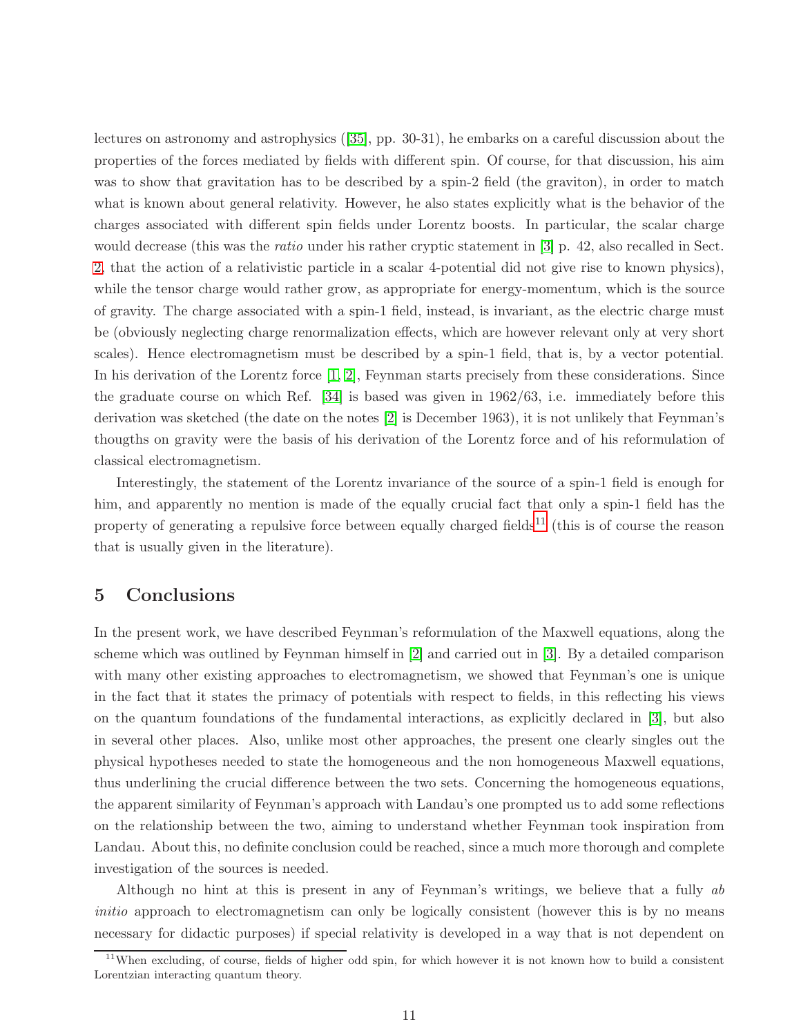lectures on astronomy and astrophysics ([35], pp. 30-31), he embarks on a careful discussion about the properties of the forces mediated by fields with different spin. Of course, for that discussion, his aim was to show that gravitation has to be described by a spin-2 field (the graviton), in order to match what is known about general relativity. However, he also states explicitly what is the behavior of the charges associated with different spin fields under Lorentz boosts. In particular, the scalar charge would decrease (this was the *ratio* under his rather cryptic statement in [3] p. 42, also recalled in Sect. 2, that the action of a relativistic particle in a scalar 4-potential did not give rise to known physics), while the tensor charge would rather grow, as appropriate for energy-momentum, which is the source of gravity. The charge associated with a spin-1 field, instead, is invariant, as the electric charge must be (obviously neglecting charge renormalization effects, which are however relevant only at very short scales). Hence electromagnetism must be described by a spin-1 field, that is, by a vector potential. In his derivation of the Lorentz force [1, 2], Feynman starts precisely from these considerations. Since the graduate course on which Ref. [34] is based was given in 1962/63, i.e. immediately before this derivation was sketched (the date on the notes [2] is December 1963), it is not unlikely that Feynman's thougths on gravity were the basis of his derivation of the Lorentz force and of his reformulation of classical electromagnetism.

Interestingly, the statement of the Lorentz invariance of the source of a spin-1 field is enough for him, and apparently no mention is made of the equally crucial fact that only a spin-1 field has the property of generating a repulsive force between equally charged fields[11] (this is of course the reason that is usually given in the literature).

# 5 Conclusions

In the present work, we have described Feynman's reformulation of the Maxwell equations, along the scheme which was outlined by Feynman himself in [2] and carried out in [3]. By a detailed comparison with many other existing approaches to electromagnetism, we showed that Feynman's one is unique in the fact that it states the primacy of potentials with respect to fields, in this reflecting his views on the quantum foundations of the fundamental interactions, as explicitly declared in [3], but also in several other places. Also, unlike most other approaches, the present one clearly singles out the physical hypotheses needed to state the homogeneous and the non homogeneous Maxwell equations, thus underlining the crucial difference between the two sets. Concerning the homogeneous equations, the apparent similarity of Feynman's approach with Landau's one prompted us to add some reflections on the relationship between the two, aiming to understand whether Feynman took inspiration from Landau. About this, no definite conclusion could be reached, since a much more thorough and complete investigation of the sources is needed.

Although no hint at this is present in any of Feynman's writings, we believe that a fully *ab initio* approach to electromagnetism can only be logically consistent (however this is by no means necessary for didactic purposes) if special relativity is developed in a way that is not dependent on

[11] When excluding, of course, fields of higher odd spin, for which however it is not known how to build a consistent Lorentzian interacting quantum theory.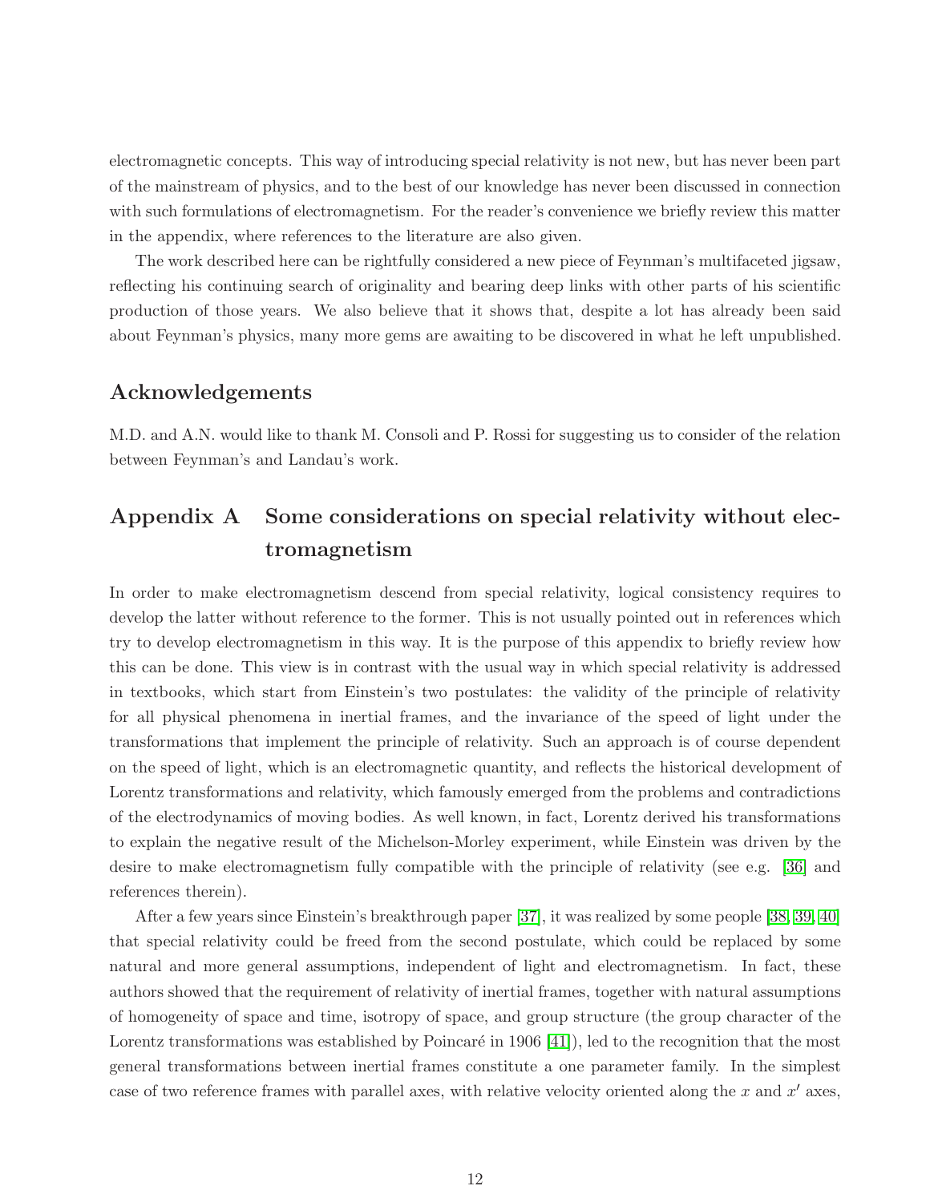electromagnetic concepts. This way of introducing special relativity is not new, but has never been part of the mainstream of physics, and to the best of our knowledge has never been discussed in connection with such formulations of electromagnetism. For the reader's convenience we briefly review this matter in the appendix, where references to the literature are also given.

The work described here can be rightfully considered a new piece of Feynman's multifaceted jigsaw, reflecting his continuing search of originality and bearing deep links with other parts of his scientific production of those years. We also believe that it shows that, despite a lot has already been said about Feynman's physics, many more gems are awaiting to be discovered in what he left unpublished.

## Acknowledgements

M.D. and A.N. would like to thank M. Consoli and P. Rossi for suggesting us to consider of the relation between Feynman's and Landau's work.

## Appendix A Some considerations on special relativity without electromagnetism

In order to make electromagnetism descend from special relativity, logical consistency requires to develop the latter without reference to the former. This is not usually pointed out in references which try to develop electromagnetism in this way. It is the purpose of this appendix to briefly review how this can be done. This view is in contrast with the usual way in which special relativity is addressed in textbooks, which start from Einstein's two postulates: the validity of the principle of relativity for all physical phenomena in inertial frames, and the invariance of the speed of light under the transformations that implement the principle of relativity. Such an approach is of course dependent on the speed of light, which is an electromagnetic quantity, and reflects the historical development of Lorentz transformations and relativity, which famously emerged from the problems and contradictions of the electrodynamics of moving bodies. As well known, in fact, Lorentz derived his transformations to explain the negative result of the Michelson-Morley experiment, while Einstein was driven by the desire to make electromagnetism fully compatible with the principle of relativity (see e.g. [36] and references therein).

After a few years since Einstein's breakthrough paper [37], it was realized by some people [38, 39, 40] that special relativity could be freed from the second postulate, which could be replaced by some natural and more general assumptions, independent of light and electromagnetism. In fact, these authors showed that the requirement of relativity of inertial frames, together with natural assumptions of homogeneity of space and time, isotropy of space, and group structure (the group character of the Lorentz transformations was established by Poincaré in 1906 [41]), led to the recognition that the most general transformations between inertial frames constitute a one parameter family. In the simplest case of two reference frames with parallel axes, with relative velocity oriented along the $x$ and $x'$ axes,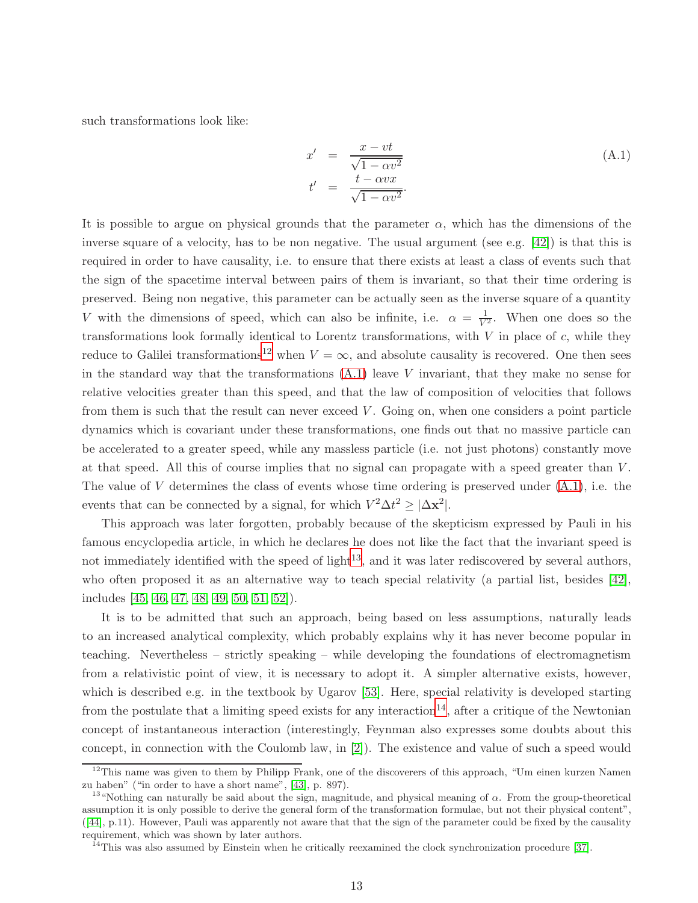such transformations look like:

$$
\begin{aligned}
x' &= \frac{x - vt}{\sqrt{1 - \alpha v^2}} \\
t' &= \frac{t - \alpha v x}{\sqrt{1 - \alpha v^2}}.
\end{aligned}
\tag{A.1}
$$

It is possible to argue on physical grounds that the parameter $\alpha$, which has the dimensions of the inverse square of a velocity, has to be non negative. The usual argument (see e.g. [42]) is that this is required in order to have causality, i.e. to ensure that there exists at least a class of events such that the sign of the spacetime interval between pairs of them is invariant, so that their time ordering is preserved. Being non negative, this parameter can be actually seen as the inverse square of a quantity $V$ with the dimensions of speed, which can also be infinite, i.e. $\alpha = \frac{1}{V^2}$. When one does so the transformations look formally identical to Lorentz transformations, with $V$ in place of $c$, while they reduce to Galilei transformations[12] when $V = \infty$, and absolute causality is recovered. One then sees in the standard way that the transformations (A.1) leave $V$ invariant, that they make no sense for relative velocities greater than this speed, and that the law of composition of velocities that follows from them is such that the result can never exceed $V$. Going on, when one considers a point particle dynamics which is covariant under these transformations, one finds out that no massive particle can be accelerated to a greater speed, while any massless particle (i.e. not just photons) constantly move at that speed. All this of course implies that no signal can propagate with a speed greater than $V$. The value of $V$ determines the class of events whose time ordering is preserved under (A.1), i.e. the events that can be connected by a signal, for which $V^2 \Delta t^2 \geq |\Delta \mathbf{x}^2|$.

This approach was later forgotten, probably because of the skepticism expressed by Pauli in his famous encyclopedia article, in which he declares he does not like the fact that the invariant speed is not immediately identified with the speed of light[13], and it was later rediscovered by several authors, who often proposed it as an alternative way to teach special relativity (a partial list, besides [42], includes [45, 46, 47, 48, 49, 50, 51, 52]).

It is to be admitted that such an approach, being based on less assumptions, naturally leads to an increased analytical complexity, which probably explains why it has never become popular in teaching. Nevertheless – strictly speaking – while developing the foundations of electromagnetism from a relativistic point of view, it is necessary to adopt it. A simpler alternative exists, however, which is described e.g. in the textbook by Ugarov [53]. Here, special relativity is developed starting from the postulate that a limiting speed exists for any interaction[14], after a critique of the Newtonian concept of instantaneous interaction (interestingly, Feynman also expresses some doubts about this concept, in connection with the Coulomb law, in [2]). The existence and value of such a speed would

[12] This name was given to them by Philipp Frank, one of the discoverers of this approach, "Um einen kurzen Namen zu haben" ("in order to have a short name", [43], p. 897).

[13] "Nothing can naturally be said about the sign, magnitude, and physical meaning of $\alpha$. From the group-theoretical assumption it is only possible to derive the general form of the transformation formulae, but not their physical content", ([44], p.11). However, Pauli was apparently not aware that that the sign of the parameter could be fixed by the causality requirement, which was shown by later authors.

[14] This was also assumed by Einstein when he critically reexamined the clock synchronization procedure [37].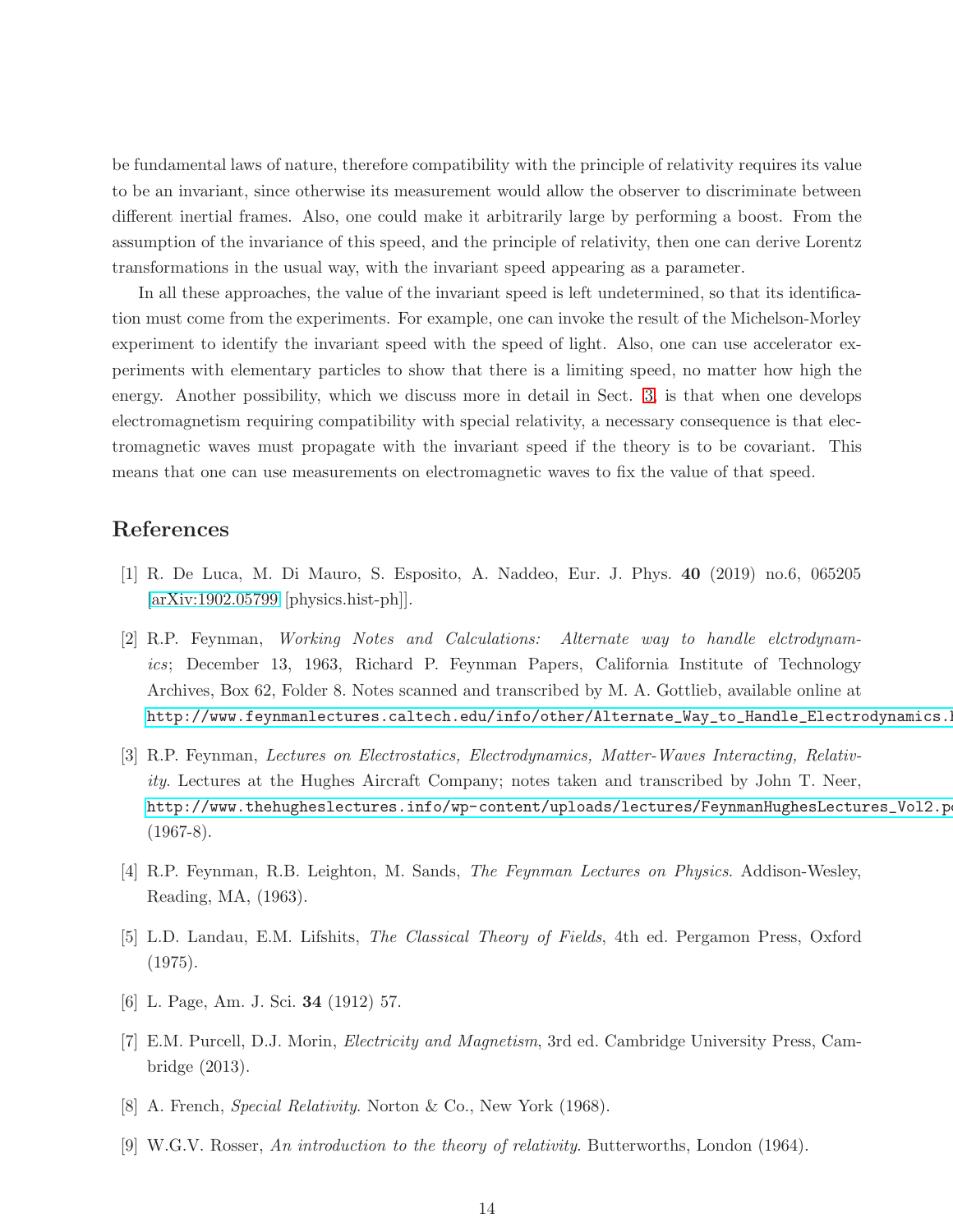be fundamental laws of nature, therefore compatibility with the principle of relativity requires its value to be an invariant, since otherwise its measurement would allow the observer to discriminate between different inertial frames. Also, one could make it arbitrarily large by performing a boost. From the assumption of the invariance of this speed, and the principle of relativity, then one can derive Lorentz transformations in the usual way, with the invariant speed appearing as a parameter.

In all these approaches, the value of the invariant speed is left undetermined, so that its identification must come from the experiments. For example, one can invoke the result of the Michelson-Morley experiment to identify the invariant speed with the speed of light. Also, one can use accelerator experiments with elementary particles to show that there is a limiting speed, no matter how high the energy. Another possibility, which we discuss more in detail in Sect. 3, is that when one develops electromagnetism requiring compatibility with special relativity, a necessary consequence is that electromagnetic waves must propagate with the invariant speed if the theory is to be covariant. This means that one can use measurements on electromagnetic waves to fix the value of that speed.

## References

[1] R. De Luca, M. Di Mauro, S. Esposito, A. Naddeo, Eur. J. Phys. **40** (2019) no.6, 065205 [arXiv:1902.05799 [physics.hist-ph]].

[2] R.P. Feynman, *Working Notes and Calculations: Alternate way to handle elctrodynamics*; December 13, 1963, Richard P. Feynman Papers, California Institute of Technology Archives, Box 62, Folder 8. Notes scanned and transcribed by M. A. Gottlieb, available online at http://www.feynmanlectures.caltech.edu/info/other/Alternate_Way_to_Handle_Electrodynamics.h

[3] R.P. Feynman, *Lectures on Electrostatics, Electrodynamics, Matter-Waves Interacting, Relativity*. Lectures at the Hughes Aircraft Company; notes taken and transcribed by John T. Neer, http://www.thehugheslectures.info/wp-content/uploads/lectures/FeynmanHughesLectures_Vol2.pd (1967-8).

[4] R.P. Feynman, R.B. Leighton, M. Sands, *The Feynman Lectures on Physics*. Addison-Wesley, Reading, MA, (1963).

[5] L.D. Landau, E.M. Lifshits, *The Classical Theory of Fields*, 4th ed. Pergamon Press, Oxford (1975).

[6] L. Page, Am. J. Sci. **34** (1912) 57.

[7] E.M. Purcell, D.J. Morin, *Electricity and Magnetism*, 3rd ed. Cambridge University Press, Cambridge (2013).

[8] A. French, *Special Relativity*. Norton & Co., New York (1968).

[9] W.G.V. Rosser, *An introduction to the theory of relativity*. Butterworths, London (1964).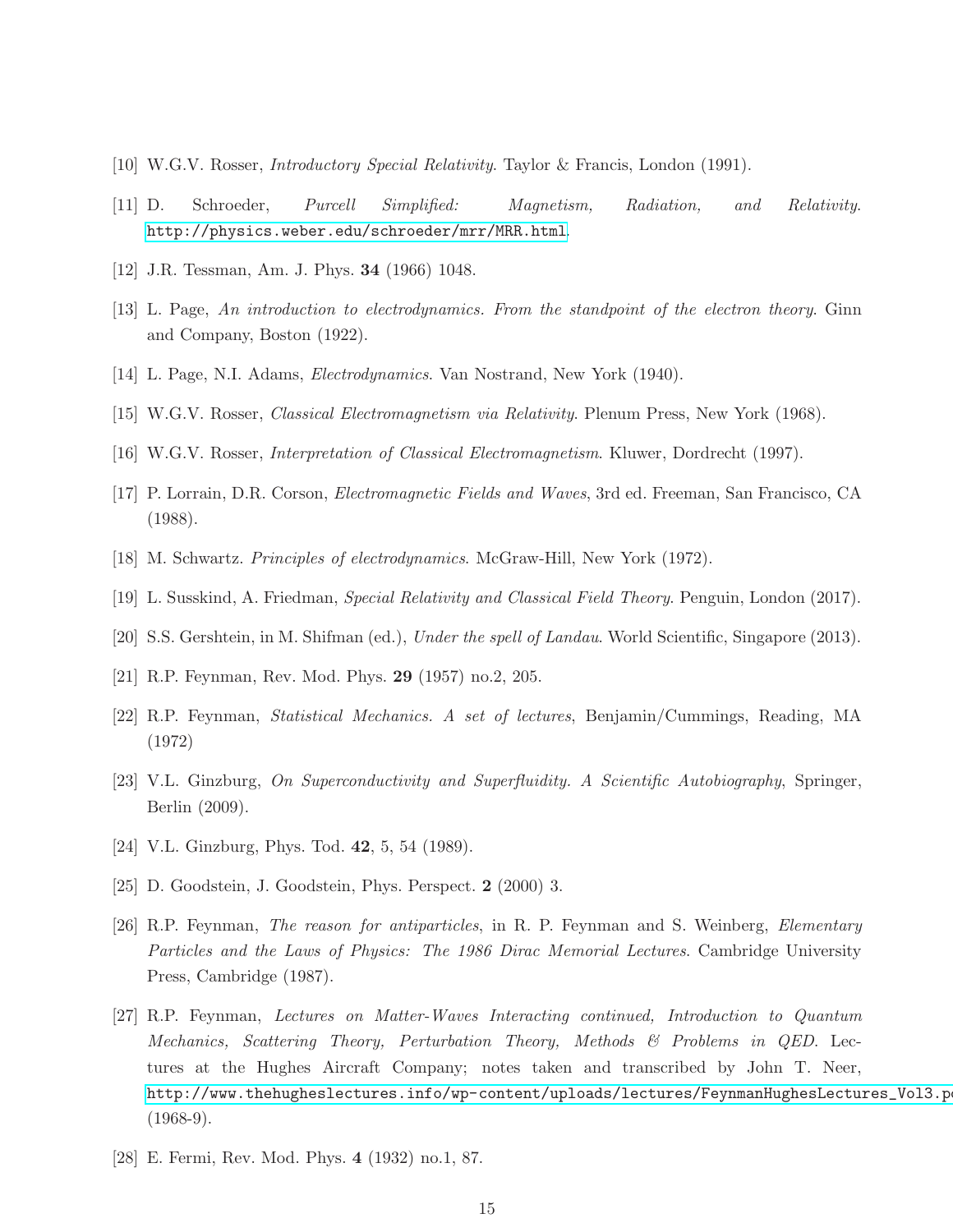[10] W.G.V. Rosser, *Introductory Special Relativity*. Taylor & Francis, London (1991).

[11] D. Schroeder, *Purcell Simplified: Magnetism, Radiation, and Relativity*. http://physics.weber.edu/schroeder/mrr/MRR.html.

[12] J.R. Tessman, Am. J. Phys. **34** (1966) 1048.

[13] L. Page, *An introduction to electrodynamics. From the standpoint of the electron theory*. Ginn and Company, Boston (1922).

[14] L. Page, N.I. Adams, *Electrodynamics*. Van Nostrand, New York (1940).

[15] W.G.V. Rosser, *Classical Electromagnetism via Relativity*. Plenum Press, New York (1968).

[16] W.G.V. Rosser, *Interpretation of Classical Electromagnetism*. Kluwer, Dordrecht (1997).

[17] P. Lorrain, D.R. Corson, *Electromagnetic Fields and Waves*, 3rd ed. Freeman, San Francisco, CA (1988).

[18] M. Schwartz. *Principles of electrodynamics*. McGraw-Hill, New York (1972).

[19] L. Susskind, A. Friedman, *Special Relativity and Classical Field Theory*. Penguin, London (2017).

[20] S.S. Gershtein, in M. Shifman (ed.), *Under the spell of Landau*. World Scientific, Singapore (2013).

[21] R.P. Feynman, Rev. Mod. Phys. **29** (1957) no.2, 205.

[22] R.P. Feynman, *Statistical Mechanics. A set of lectures*, Benjamin/Cummings, Reading, MA (1972)

[23] V.L. Ginzburg, *On Superconductivity and Superfluidity. A Scientific Autobiography*, Springer, Berlin (2009).

[24] V.L. Ginzburg, Phys. Tod. **42**, 5, 54 (1989).

[25] D. Goodstein, J. Goodstein, Phys. Perspect. **2** (2000) 3.

[26] R.P. Feynman, *The reason for antiparticles*, in R. P. Feynman and S. Weinberg, *Elementary Particles and the Laws of Physics: The 1986 Dirac Memorial Lectures*. Cambridge University Press, Cambridge (1987).

[27] R.P. Feynman, *Lectures on Matter-Waves Interacting continued, Introduction to Quantum Mechanics, Scattering Theory, Perturbation Theory, Methods & Problems in QED*. Lectures at the Hughes Aircraft Company; notes taken and transcribed by John T. Neer, http://www.thehugheslectures.info/wp-content/uploads/lectures/FeynmanHughesLectures_Vol3.pd (1968-9).

[28] E. Fermi, Rev. Mod. Phys. **4** (1932) no.1, 87.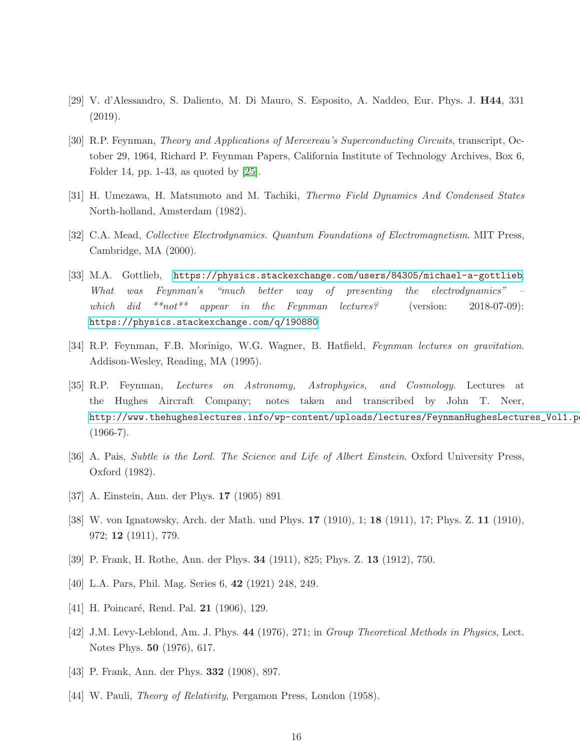[29] V. d'Alessandro, S. Daliento, M. Di Mauro, S. Esposito, A. Naddeo, Eur. Phys. J. **H44**, 331 (2019).

[30] R.P. Feynman, *Theory and Applications of Mercereau's Superconducting Circuits*, transcript, October 29, 1964, Richard P. Feynman Papers, California Institute of Technology Archives, Box 6, Folder 14, pp. 1-43, as quoted by [25].

[31] H. Umezawa, H. Matsumoto and M. Tachiki, *Thermo Field Dynamics And Condensed States* North-holland, Amsterdam (1982).

[32] C.A. Mead, *Collective Electrodynamics. Quantum Foundations of Electromagnetism*. MIT Press, Cambridge, MA (2000).

[33] M.A. Gottlieb, https://physics.stackexchange.com/users/84305/michael-a-gottlieb, *What was Feynman's "much better way of presenting the electrodynamics" – which did \*\*not\*\* appear in the Feynman lectures?* (version: 2018-07-09): https://physics.stackexchange.com/q/190880

[34] R.P. Feynman, F.B. Morinigo, W.G. Wagner, B. Hatfield, *Feynman lectures on gravitation*. Addison-Wesley, Reading, MA (1995).

[35] R.P. Feynman, *Lectures on Astronomy, Astrophysics, and Cosmology*. Lectures at the Hughes Aircraft Company; notes taken and transcribed by John T. Neer, http://www.thehugheslectures.info/wp-content/uploads/lectures/FeynmanHughesLectures_Vol1.pdf (1966-7).

[36] A. Pais, *Subtle is the Lord. The Science and Life of Albert Einstein*. Oxford University Press, Oxford (1982).

[37] A. Einstein, Ann. der Phys. **17** (1905) 891

[38] W. von Ignatowsky, Arch. der Math. und Phys. **17** (1910), 1; **18** (1911), 17; Phys. Z. **11** (1910), 972; **12** (1911), 779.

[39] P. Frank, H. Rothe, Ann. der Phys. **34** (1911), 825; Phys. Z. **13** (1912), 750.

[40] L.A. Pars, Phil. Mag. Series 6, **42** (1921) 248, 249.

[41] H. Poincaré, Rend. Pal. **21** (1906), 129.

[42] J.M. Levy-Leblond, Am. J. Phys. **44** (1976), 271; in *Group Theoretical Methods in Physics*, Lect. Notes Phys. **50** (1976), 617.

[43] P. Frank, Ann. der Phys. **332** (1908), 897.

[44] W. Pauli, *Theory of Relativity*, Pergamon Press, London (1958).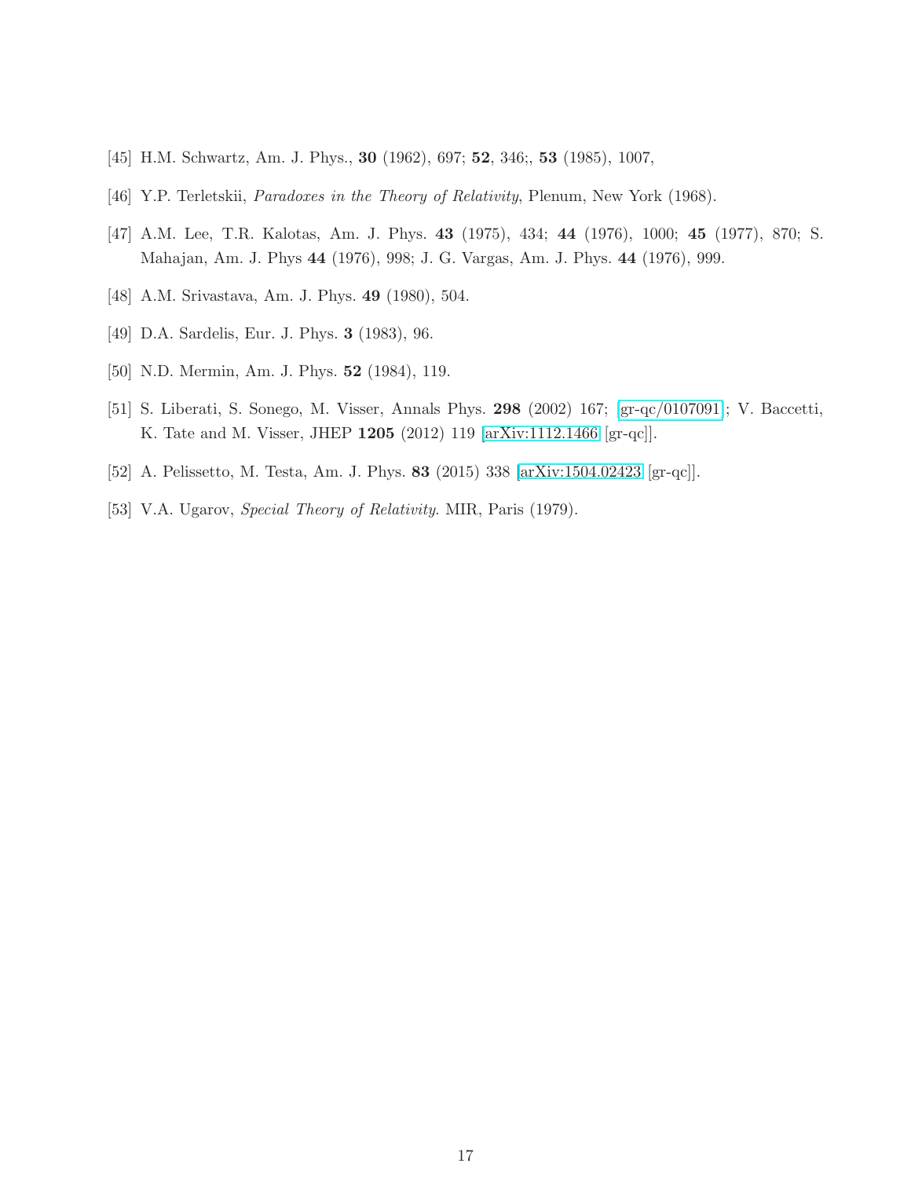[45] H.M. Schwartz, Am. J. Phys., **30** (1962), 697; **52**, 346;, **53** (1985), 1007,

[46] Y.P. Terletskii, *Paradoxes in the Theory of Relativity*, Plenum, New York (1968).

[47] A.M. Lee, T.R. Kalotas, Am. J. Phys. **43** (1975), 434; **44** (1976), 1000; **45** (1977), 870; S. Mahajan, Am. J. Phys **44** (1976), 998; J. G. Vargas, Am. J. Phys. **44** (1976), 999.

[48] A.M. Srivastava, Am. J. Phys. **49** (1980), 504.

[49] D.A. Sardelis, Eur. J. Phys. **3** (1983), 96.

[50] N.D. Mermin, Am. J. Phys. **52** (1984), 119.

[51] S. Liberati, S. Sonego, M. Visser, Annals Phys. **298** (2002) 167; [gr-qc/0107091]; V. Baccetti, K. Tate and M. Visser, JHEP **1205** (2012) 119 [arXiv:1112.1466 [gr-qc]].

[52] A. Pelissetto, M. Testa, Am. J. Phys. **83** (2015) 338 [arXiv:1504.02423 [gr-qc]].

[53] V.A. Ugarov, *Special Theory of Relativity*. MIR, Paris (1979).